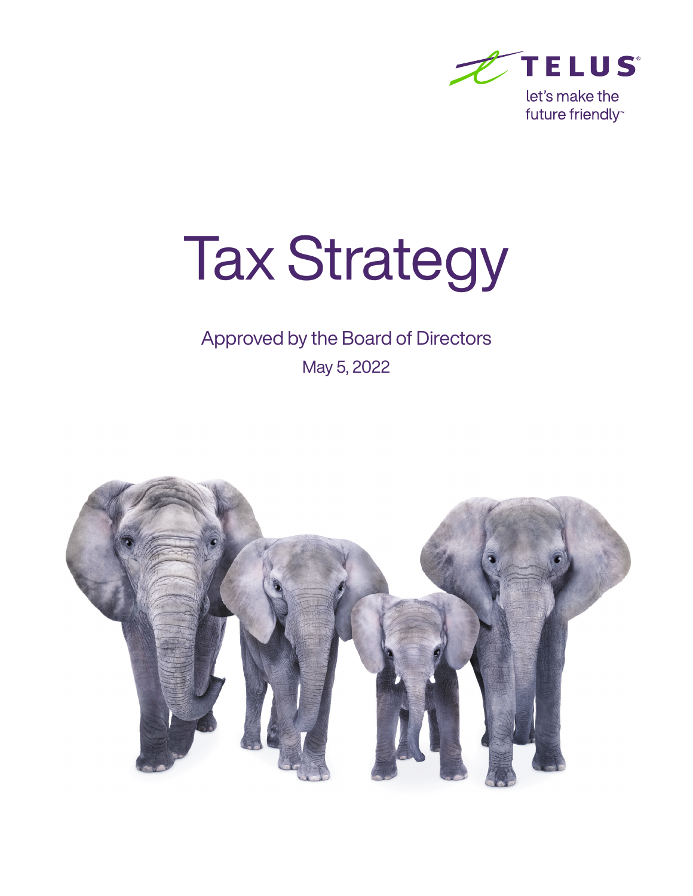TELUS®

let's make the future friendly™

# Tax Strategy

Approved by the Board of Directors

May 5, 2022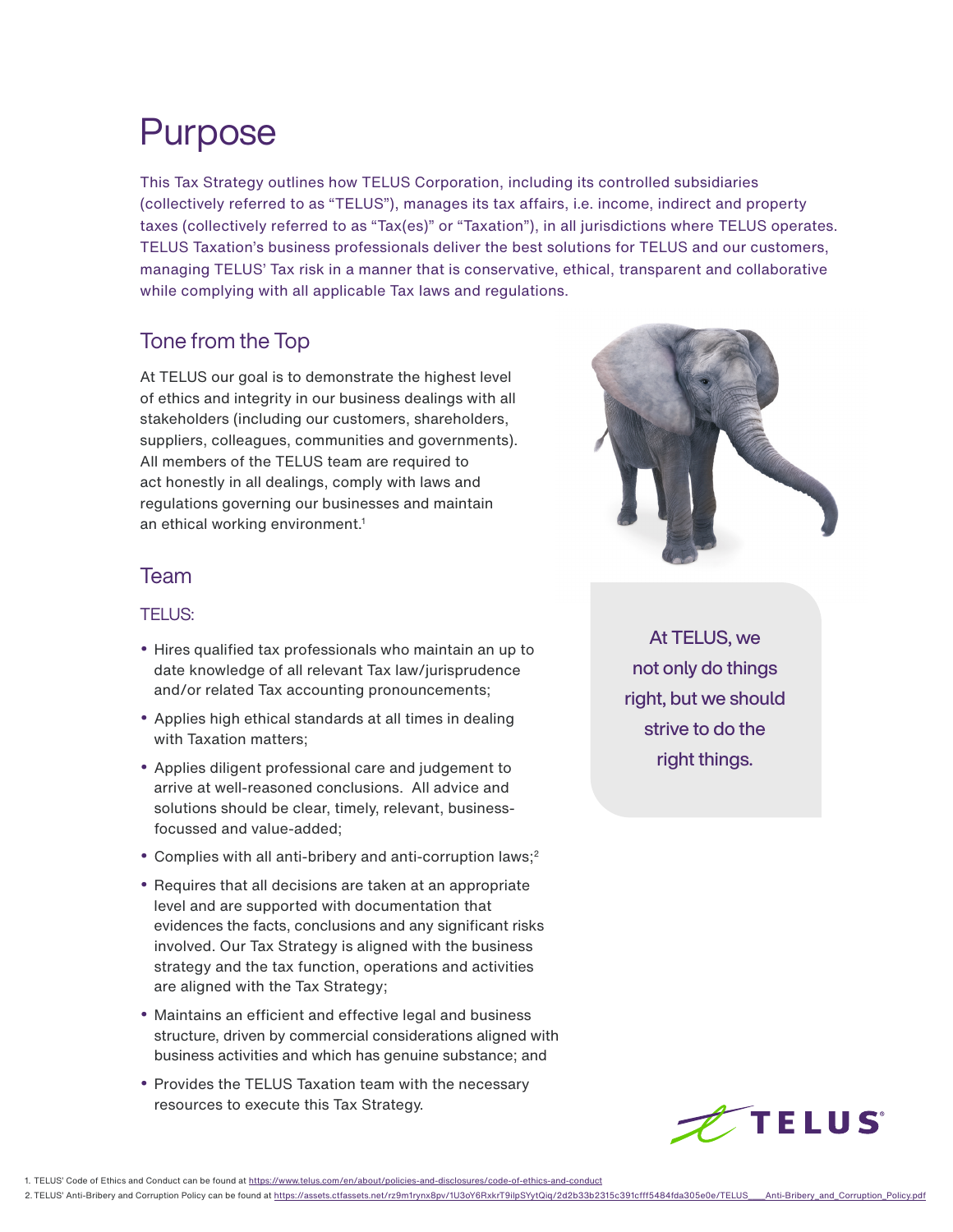# Purpose

This Tax Strategy outlines how TELUS Corporation, including its controlled subsidiaries (collectively referred to as "TELUS"), manages its tax affairs, i.e. income, indirect and property taxes (collectively referred to as "Tax(es)" or "Taxation"), in all jurisdictions where TELUS operates. TELUS Taxation's business professionals deliver the best solutions for TELUS and our customers, managing TELUS' Tax risk in a manner that is conservative, ethical, transparent and collaborative while complying with all applicable Tax laws and regulations.

## Tone from the Top

At TELUS our goal is to demonstrate the highest level of ethics and integrity in our business dealings with all stakeholders (including our customers, shareholders, suppliers, colleagues, communities and governments). All members of the TELUS team are required to act honestly in all dealings, comply with laws and regulations governing our businesses and maintain an ethical working environment.[1]

## Team

### TELUS:

- Hires qualified tax professionals who maintain an up to date knowledge of all relevant Tax law/jurisprudence and/or related Tax accounting pronouncements;
- Applies high ethical standards at all times in dealing with Taxation matters;
- Applies diligent professional care and judgement to arrive at well-reasoned conclusions. All advice and solutions should be clear, timely, relevant, business-focussed and value-added;
- Complies with all anti-bribery and anti-corruption laws;[2]
- Requires that all decisions are taken at an appropriate level and are supported with documentation that evidences the facts, conclusions and any significant risks involved. Our Tax Strategy is aligned with the business strategy and the tax function, operations and activities are aligned with the Tax Strategy;
- Maintains an efficient and effective legal and business structure, driven by commercial considerations aligned with business activities and which has genuine substance; and
- Provides the TELUS Taxation team with the necessary resources to execute this Tax Strategy.

At TELUS, we not only do things right, but we should strive to do the right things.

1. TELUS' Code of Ethics and Conduct can be found at https://www.telus.com/en/about/policies-and-disclosures/code-of-ethics-and-conduct

2. TELUS' Anti-Bribery and Corruption Policy can be found at https://assets.ctfassets.net/rz9m1rynx8pv/1U3oY6RxkrT9ilpSYytQiq/2d2b33b2315c391cfff5484fda305e0e/TELUS___Anti-Bribery_and_Corruption_Policy.pdf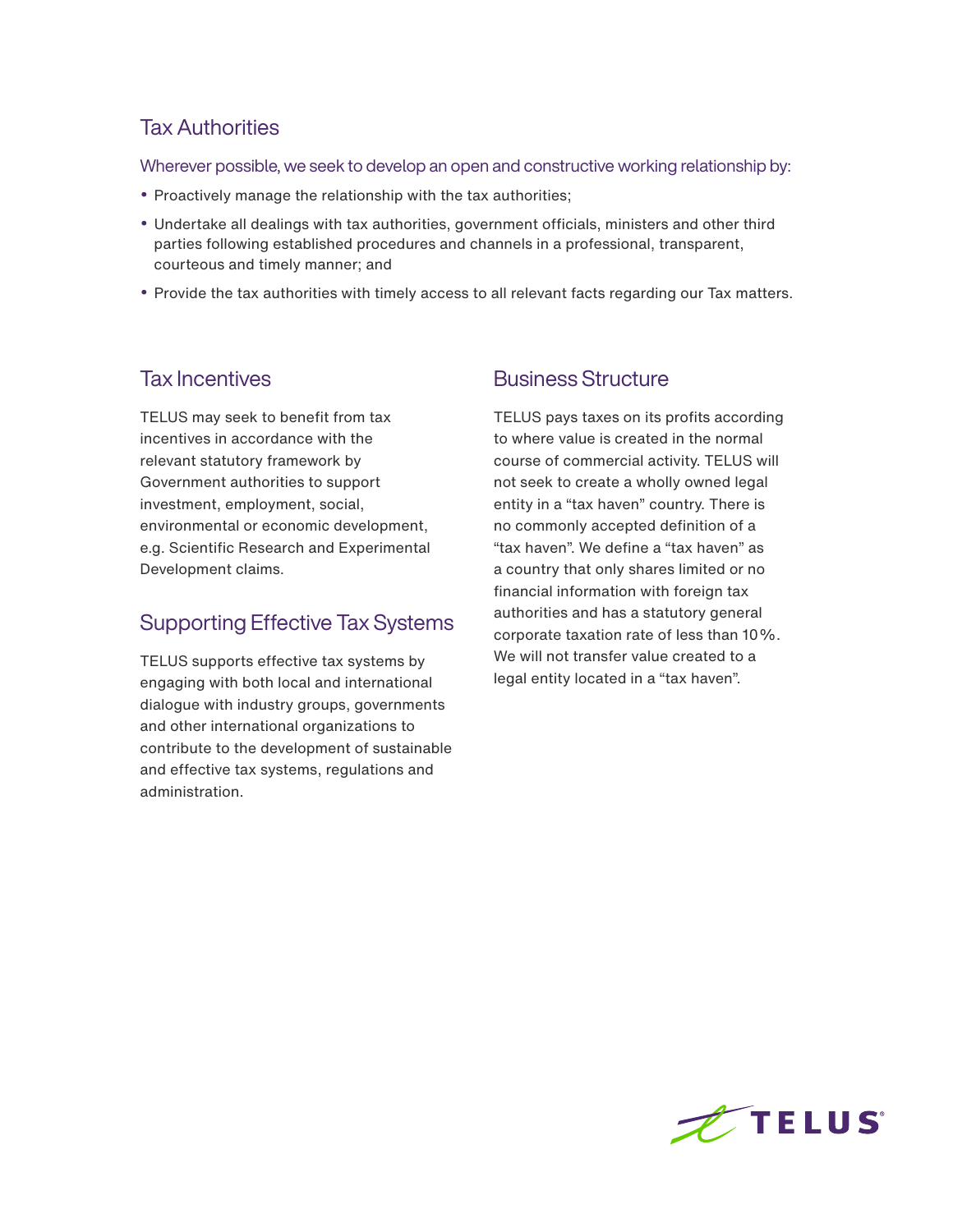## Tax Authorities

Wherever possible, we seek to develop an open and constructive working relationship by:

- Proactively manage the relationship with the tax authorities;
- Undertake all dealings with tax authorities, government officials, ministers and other third parties following established procedures and channels in a professional, transparent, courteous and timely manner; and
- Provide the tax authorities with timely access to all relevant facts regarding our Tax matters.

## Tax Incentives

TELUS may seek to benefit from tax incentives in accordance with the relevant statutory framework by Government authorities to support investment, employment, social, environmental or economic development, e.g. Scientific Research and Experimental Development claims.

## Supporting Effective Tax Systems

TELUS supports effective tax systems by engaging with both local and international dialogue with industry groups, governments and other international organizations to contribute to the development of sustainable and effective tax systems, regulations and administration.

## Business Structure

TELUS pays taxes on its profits according to where value is created in the normal course of commercial activity. TELUS will not seek to create a wholly owned legal entity in a "tax haven" country. There is no commonly accepted definition of a "tax haven". We define a "tax haven" as a country that only shares limited or no financial information with foreign tax authorities and has a statutory general corporate taxation rate of less than 10%. We will not transfer value created to a legal entity located in a "tax haven".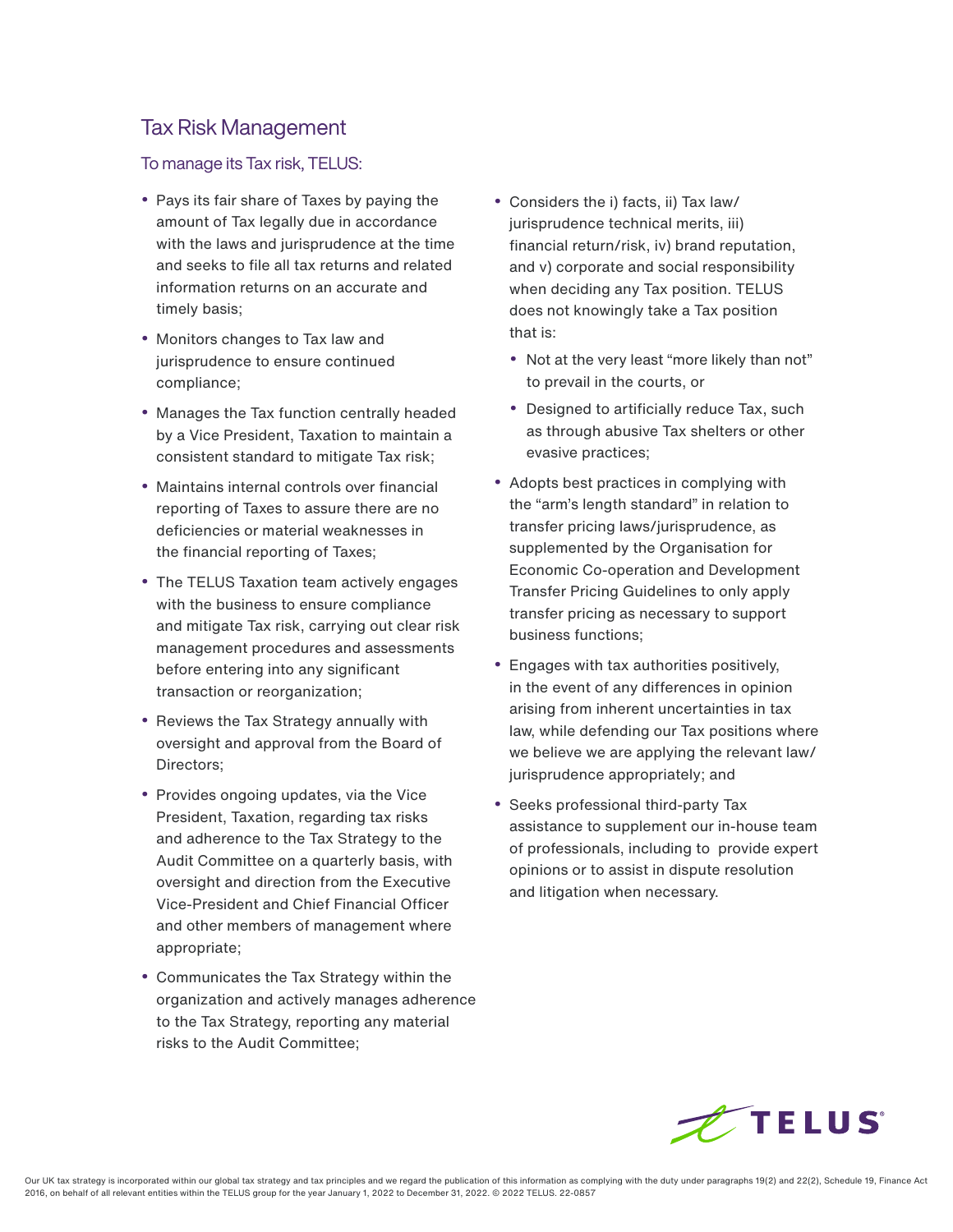## Tax Risk Management

### To manage its Tax risk, TELUS:

- Pays its fair share of Taxes by paying the amount of Tax legally due in accordance with the laws and jurisprudence at the time and seeks to file all tax returns and related information returns on an accurate and timely basis;
- Monitors changes to Tax law and jurisprudence to ensure continued compliance;
- Manages the Tax function centrally headed by a Vice President, Taxation to maintain a consistent standard to mitigate Tax risk;
- Maintains internal controls over financial reporting of Taxes to assure there are no deficiencies or material weaknesses in the financial reporting of Taxes;
- The TELUS Taxation team actively engages with the business to ensure compliance and mitigate Tax risk, carrying out clear risk management procedures and assessments before entering into any significant transaction or reorganization;
- Reviews the Tax Strategy annually with oversight and approval from the Board of Directors;
- Provides ongoing updates, via the Vice President, Taxation, regarding tax risks and adherence to the Tax Strategy to the Audit Committee on a quarterly basis, with oversight and direction from the Executive Vice-President and Chief Financial Officer and other members of management where appropriate;
- Communicates the Tax Strategy within the organization and actively manages adherence to the Tax Strategy, reporting any material risks to the Audit Committee;
- Considers the i) facts, ii) Tax law/ jurisprudence technical merits, iii) financial return/risk, iv) brand reputation, and v) corporate and social responsibility when deciding any Tax position. TELUS does not knowingly take a Tax position that is:
  - Not at the very least "more likely than not" to prevail in the courts, or
  - Designed to artificially reduce Tax, such as through abusive Tax shelters or other evasive practices;
- Adopts best practices in complying with the "arm's length standard" in relation to transfer pricing laws/jurisprudence, as supplemented by the Organisation for Economic Co-operation and Development Transfer Pricing Guidelines to only apply transfer pricing as necessary to support business functions;
- Engages with tax authorities positively, in the event of any differences in opinion arising from inherent uncertainties in tax law, while defending our Tax positions where we believe we are applying the relevant law/ jurisprudence appropriately; and
- Seeks professional third-party Tax assistance to supplement our in-house team of professionals, including to provide expert opinions or to assist in dispute resolution and litigation when necessary.

TELUS

Our UK tax strategy is incorporated within our global tax strategy and tax principles and we regard the publication of this information as complying with the duty under paragraphs 19(2) and 22(2), Schedule 19, Finance Act 2016, on behalf of all relevant entities within the TELUS group for the year January 1, 2022 to December 31, 2022. © 2022 TELUS. 22-0857